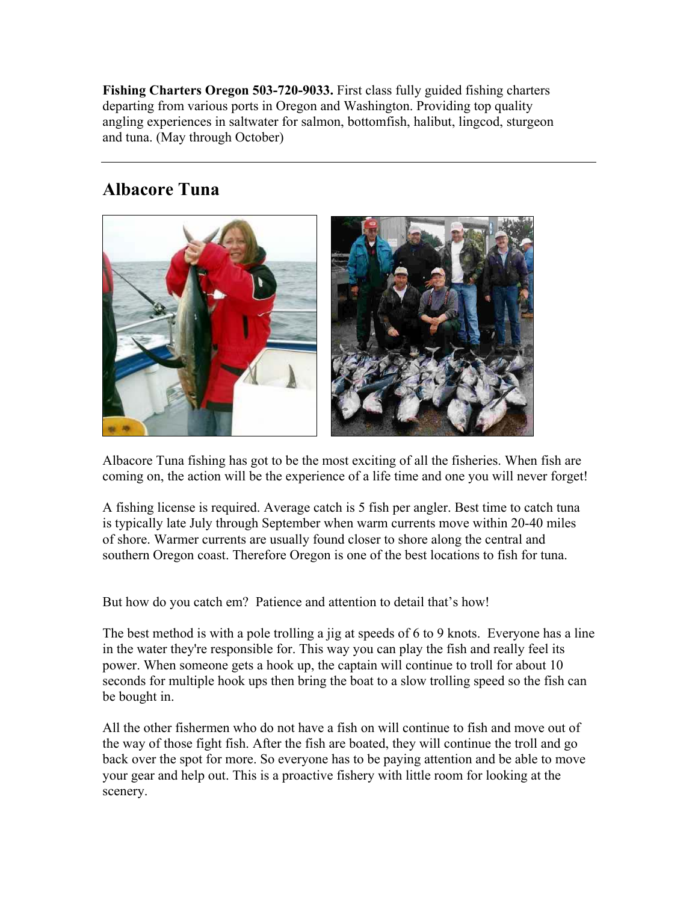**Fishing Charters Oregon 503-720-9033.** First class fully guided fishing charters departing from various ports in Oregon and Washington. Providing top quality angling experiences in saltwater for salmon, bottomfish, halibut, lingcod, sturgeon and tuna. (May through October)

---

## Albacore Tuna

Albacore Tuna fishing has got to be the most exciting of all the fisheries. When fish are coming on, the action will be the experience of a life time and one you will never forget!

A fishing license is required. Average catch is 5 fish per angler. Best time to catch tuna is typically late July through September when warm currents move within 20-40 miles of shore. Warmer currents are usually found closer to shore along the central and southern Oregon coast. Therefore Oregon is one of the best locations to fish for tuna.

But how do you catch em? Patience and attention to detail that's how!

The best method is with a pole trolling a jig at speeds of 6 to 9 knots. Everyone has a line in the water they're responsible for. This way you can play the fish and really feel its power. When someone gets a hook up, the captain will continue to troll for about 10 seconds for multiple hook ups then bring the boat to a slow trolling speed so the fish can be bought in.

All the other fishermen who do not have a fish on will continue to fish and move out of the way of those fight fish. After the fish are boated, they will continue the troll and go back over the spot for more. So everyone has to be paying attention and be able to move your gear and help out. This is a proactive fishery with little room for looking at the scenery.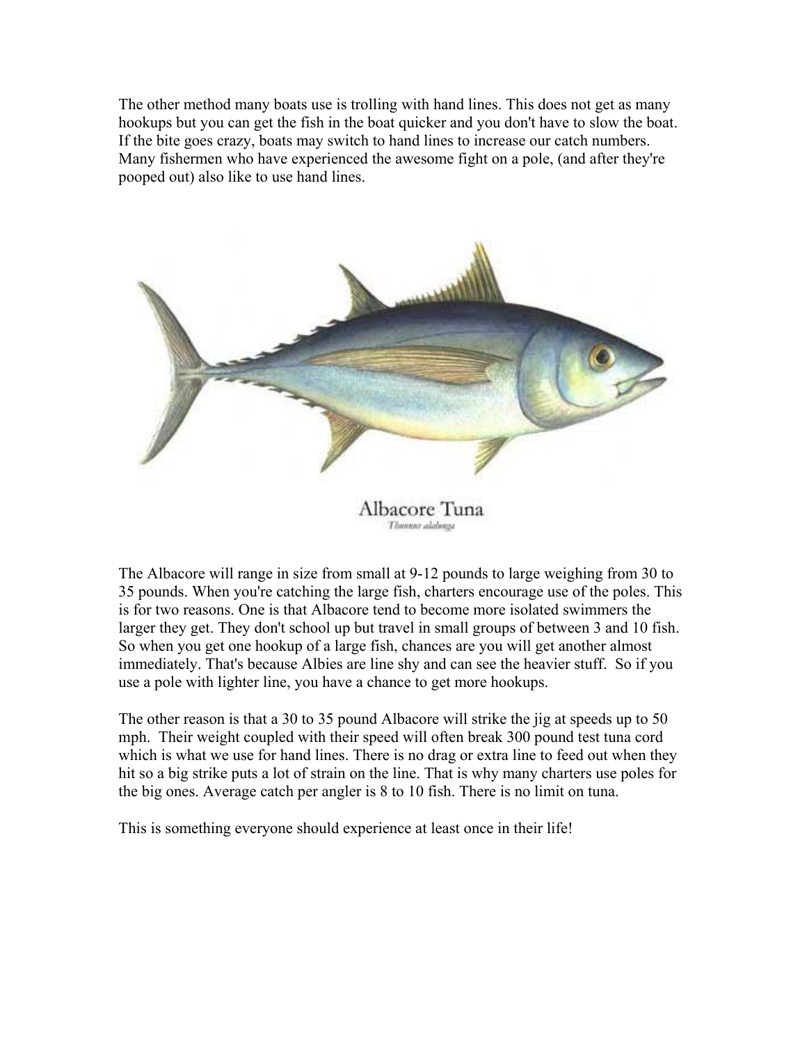The other method many boats use is trolling with hand lines. This does not get as many hookups but you can get the fish in the boat quicker and you don't have to slow the boat. If the bite goes crazy, boats may switch to hand lines to increase our catch numbers. Many fishermen who have experienced the awesome fight on a pole, (and after they're pooped out) also like to use hand lines.

Albacore Tuna

*Thunnus alalunga*

The Albacore will range in size from small at 9-12 pounds to large weighing from 30 to 35 pounds. When you're catching the large fish, charters encourage use of the poles. This is for two reasons. One is that Albacore tend to become more isolated swimmers the larger they get. They don't school up but travel in small groups of between 3 and 10 fish. So when you get one hookup of a large fish, chances are you will get another almost immediately. That's because Albies are line shy and can see the heavier stuff. So if you use a pole with lighter line, you have a chance to get more hookups.

The other reason is that a 30 to 35 pound Albacore will strike the jig at speeds up to 50 mph. Their weight coupled with their speed will often break 300 pound test tuna cord which is what we use for hand lines. There is no drag or extra line to feed out when they hit so a big strike puts a lot of strain on the line. That is why many charters use poles for the big ones. Average catch per angler is 8 to 10 fish. There is no limit on tuna.

This is something everyone should experience at least once in their life!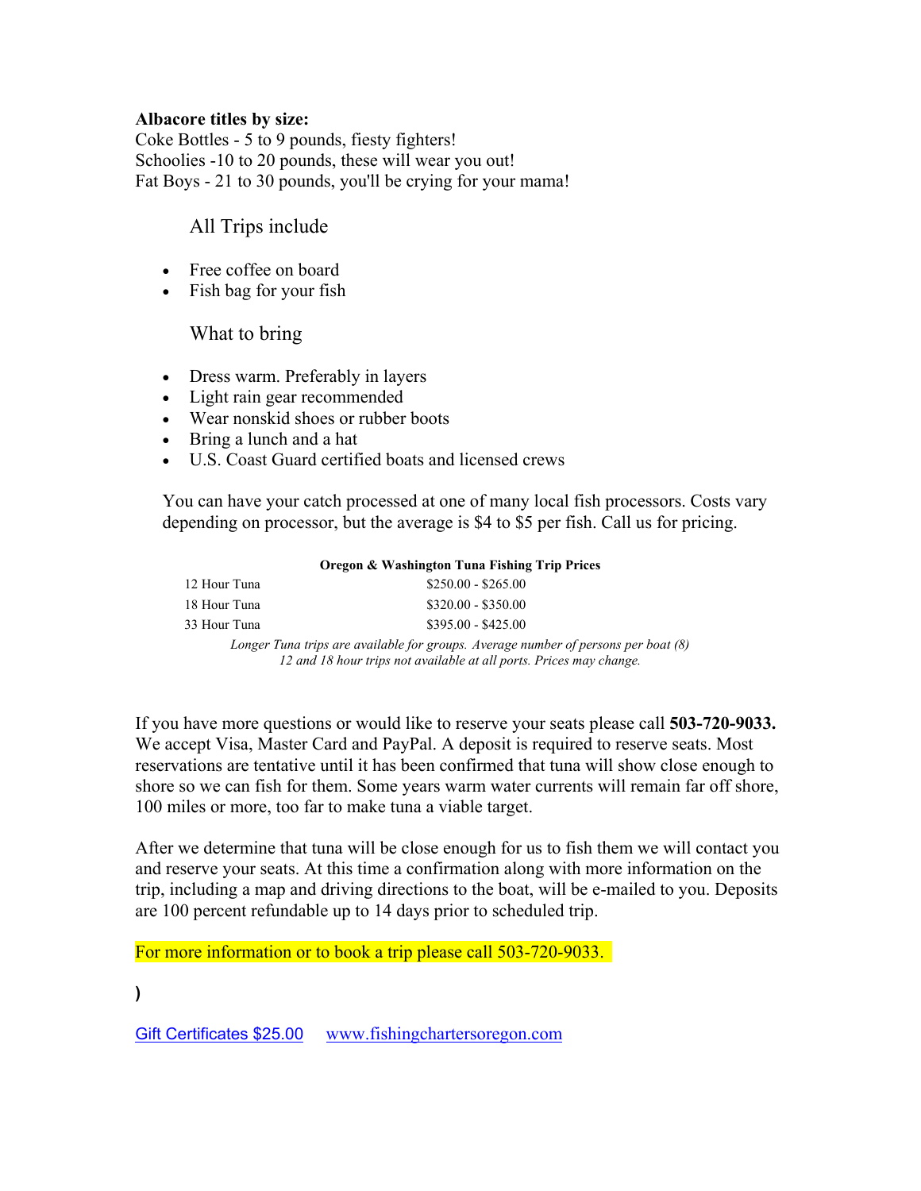**Albacore titles by size:**
Coke Bottles - 5 to 9 pounds, fiesty fighters!
Schoolies -10 to 20 pounds, these will wear you out!
Fat Boys - 21 to 30 pounds, you'll be crying for your mama!

All Trips include

- Free coffee on board
- Fish bag for your fish

What to bring

- Dress warm. Preferably in layers
- Light rain gear recommended
- Wear nonskid shoes or rubber boots
- Bring a lunch and a hat
- U.S. Coast Guard certified boats and licensed crews

You can have your catch processed at one of many local fish processors. Costs vary depending on processor, but the average is $4 to $5 per fish. Call us for pricing.

**Oregon & Washington Tuna Fishing Trip Prices**

| | |
|---|---|
| 12 Hour Tuna | $250.00 - $265.00 |
| 18 Hour Tuna | $320.00 - $350.00 |
| 33 Hour Tuna | $395.00 - $425.00 |

*Longer Tuna trips are available for groups. Average number of persons per boat (8)*
*12 and 18 hour trips not available at all ports. Prices may change.*

If you have more questions or would like to reserve your seats please call **503-720-9033.** We accept Visa, Master Card and PayPal. A deposit is required to reserve seats. Most reservations are tentative until it has been confirmed that tuna will show close enough to shore so we can fish for them. Some years warm water currents will remain far off shore, 100 miles or more, too far to make tuna a viable target.

After we determine that tuna will be close enough for us to fish them we will contact you and reserve your seats. At this time a confirmation along with more information on the trip, including a map and driving directions to the boat, will be e-mailed to you. Deposits are 100 percent refundable up to 14 days prior to scheduled trip.

For more information or to book a trip please call 503-720-9033.

)

Gift Certificates $25.00 www.fishingchartersoregon.com